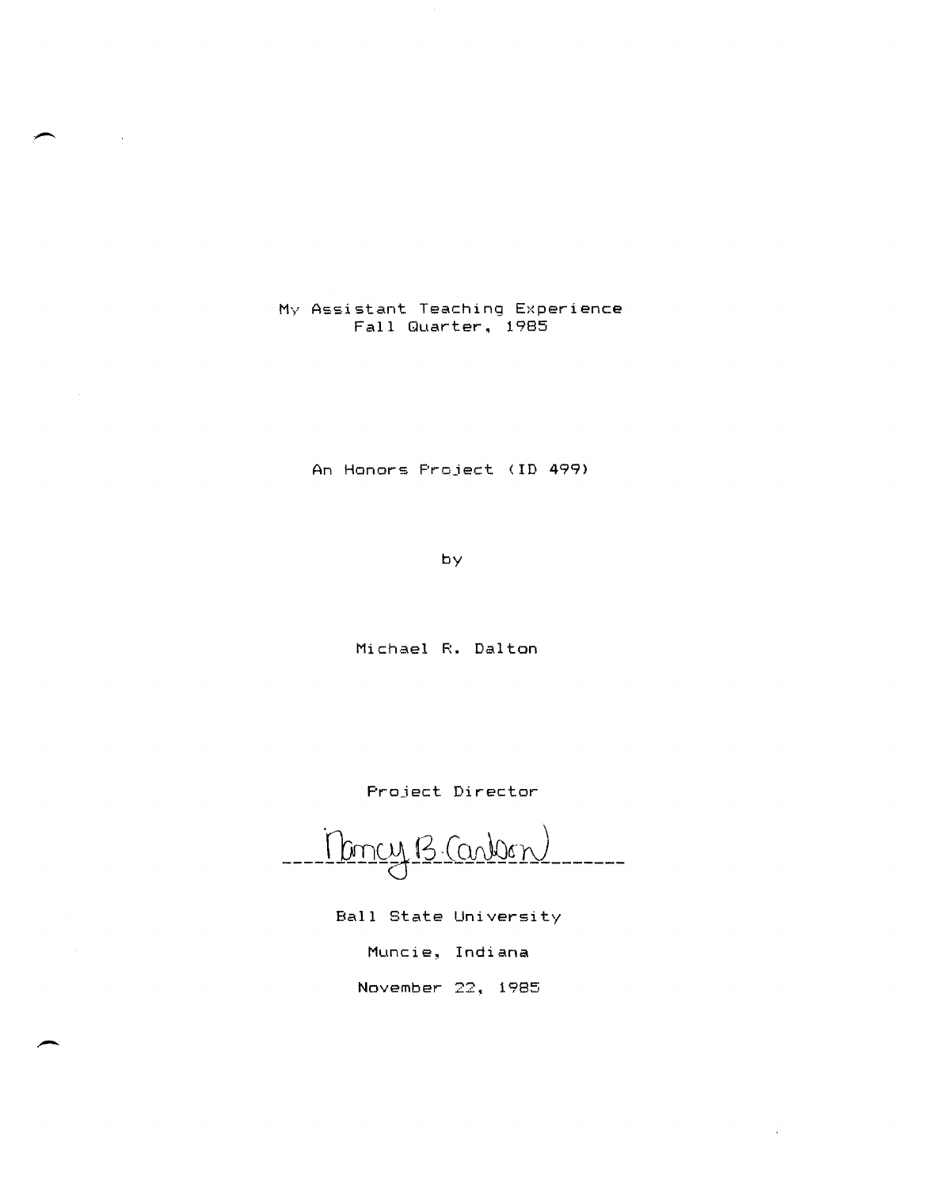# My Assistant Teaching Experience
## Fall Quarter, 1985

An Honors Project (ID 499)

by

Michael R. Dalton

Project Director

Nancy B. Carlson

Ball State University

Muncie, Indiana

November 22, 1985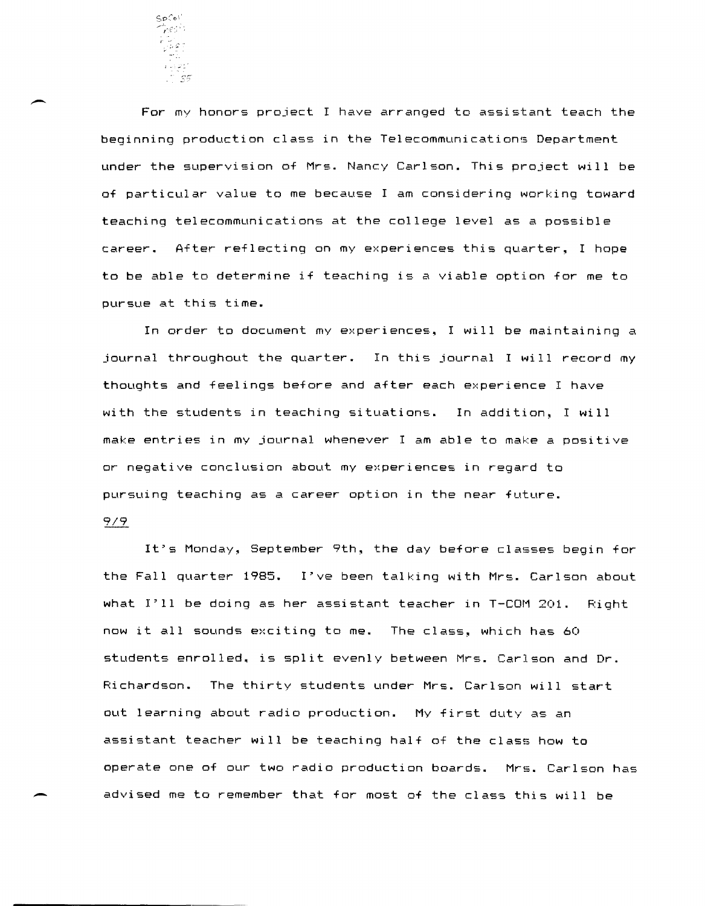For my honors project I have arranged to assistant teach the beginning production class in the Telecommunications Department under the supervision of Mrs. Nancy Carlson. This project will be of particular value to me because I am considering working toward teaching telecommunications at the college level as a possible career. After reflecting on my experiences this quarter, I hope to be able to determine if teaching is a viable option for me to pursue at this time.

In order to document my experiences, I will be maintaining a journal throughout the quarter. In this journal I will record my thoughts and feelings before and after each experience I have with the students in teaching situations. In addition, I will make entries in my journal whenever I am able to make a positive or negative conclusion about my experiences in regard to pursuing teaching as a career option in the near future.

9/9

It's Monday, September 9th, the day before classes begin for the Fall quarter 1985. I've been talking with Mrs. Carlson about what I'll be doing as her assistant teacher in T-COM 201. Right now it all sounds exciting to me. The class, which has 60 students enrolled, is split evenly between Mrs. Carlson and Dr. Richardson. The thirty students under Mrs. Carlson will start out learning about radio production. My first duty as an assistant teacher will be teaching half of the class how to operate one of our two radio production boards. Mrs. Carlson has advised me to remember that for most of the class this will be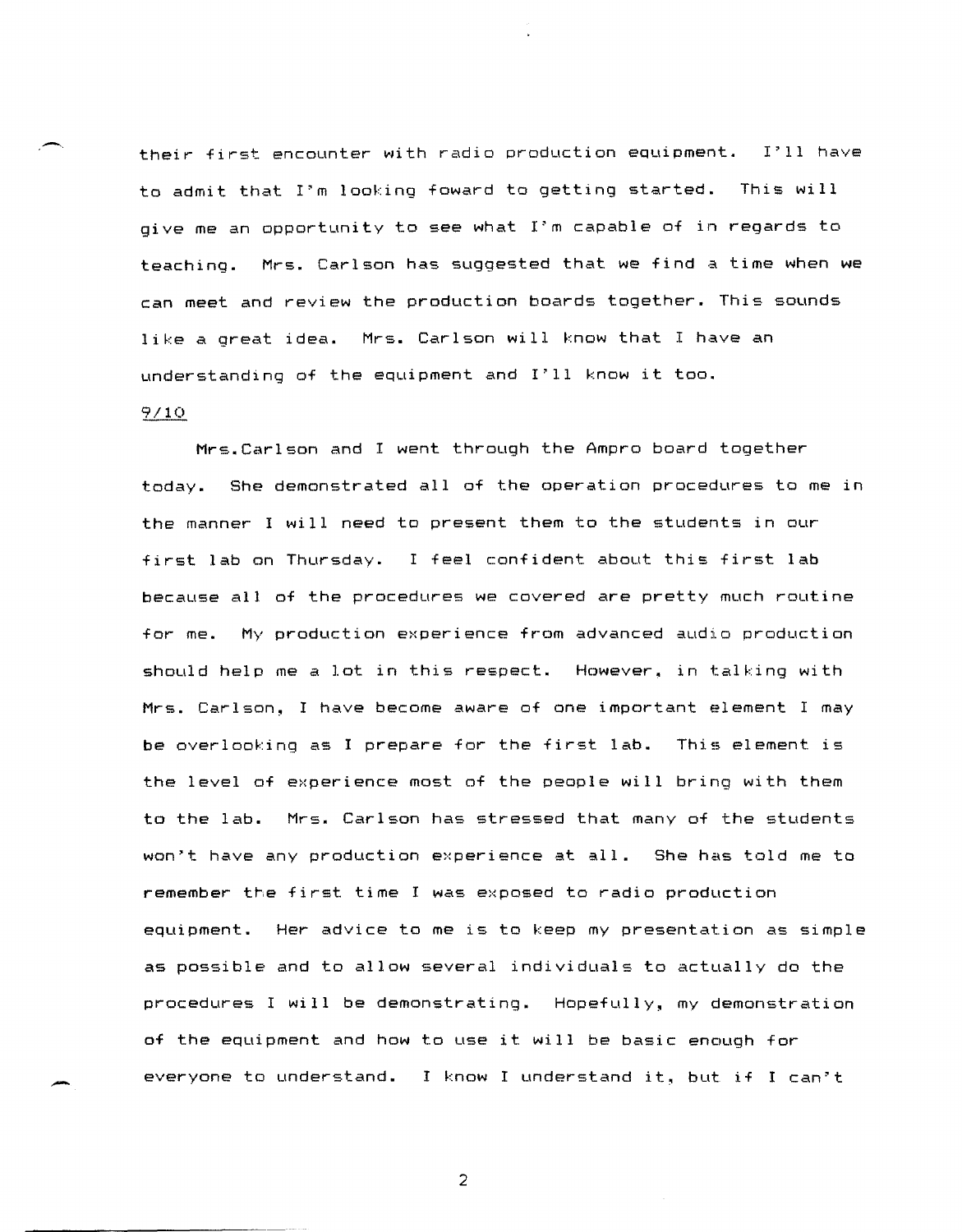their first encounter with radio production equipment. I'll have to admit that I'm looking foward to getting started. This will give me an opportunity to see what I'm capable of in regards to teaching. Mrs. Carlson has suggested that we find a time when we can meet and review the production boards together. This sounds like a great idea. Mrs. Carlson will know that I have an understanding of the equipment and I'll know it too.

9/10

Mrs.Carlson and I went through the Ampro board together today. She demonstrated all of the operation procedures to me in the manner I will need to present them to the students in our first lab on Thursday. I feel confident about this first lab because all of the procedures we covered are pretty much routine for me. My production experience from advanced audio production should help me a lot in this respect. However, in talking with Mrs. Carlson, I have become aware of one important element I may be overlooking as I prepare for the first lab. This element is the level of experience most of the people will bring with them to the lab. Mrs. Carlson has stressed that many of the students won't have any production experience at all. She has told me to remember the first time I was exposed to radio production equipment. Her advice to me is to keep my presentation as simple as possible and to allow several individuals to actually do the procedures I will be demonstrating. Hopefully, my demonstration of the equipment and how to use it will be basic enough for everyone to understand. I know I understand it, but if I can't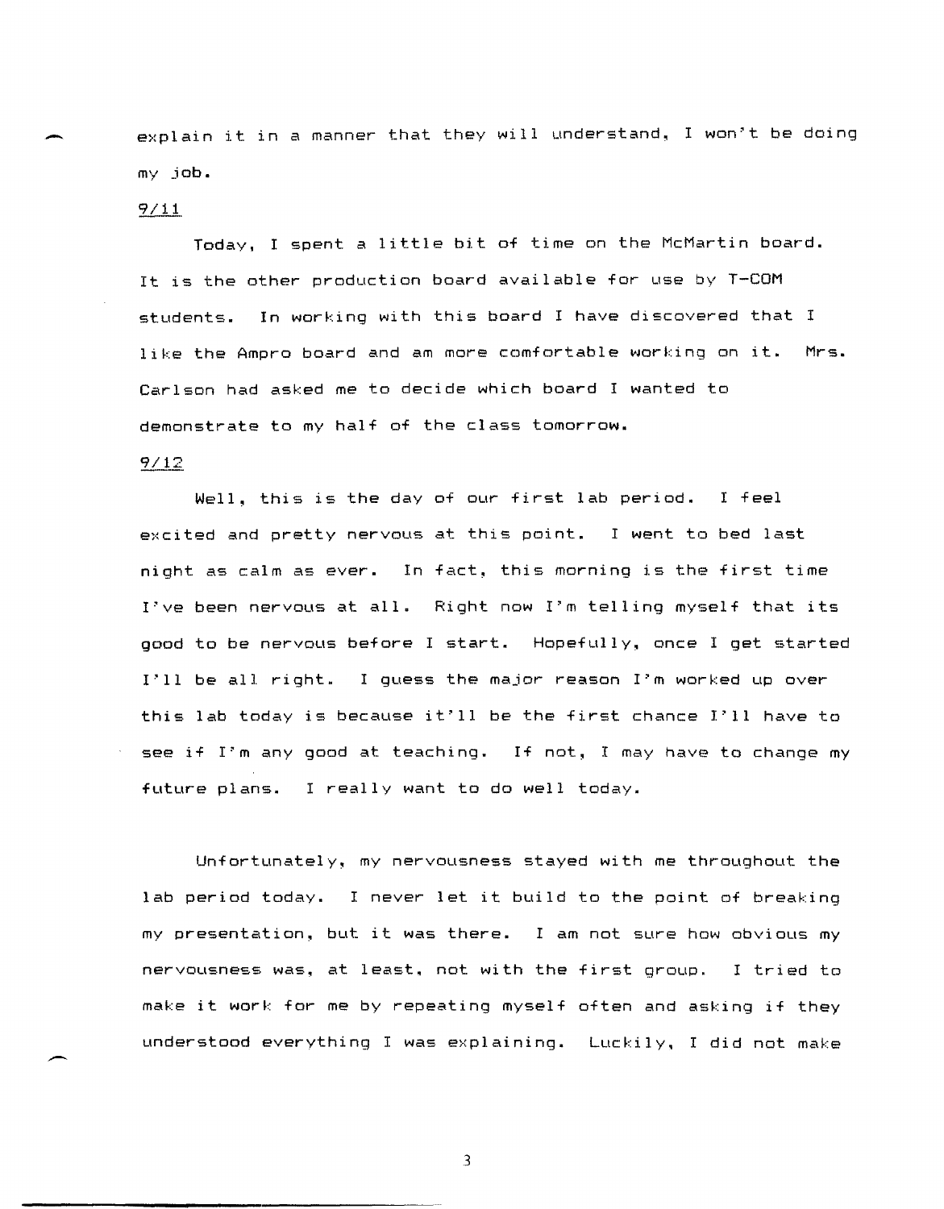explain it in a manner that they will understand, I won't be doing my job.

9/11

Today, I spent a little bit of time on the McMartin board. It is the other production board available for use by T-COM students. In working with this board I have discovered that I like the Ampro board and am more comfortable working on it. Mrs. Carlson had asked me to decide which board I wanted to demonstrate to my half of the class tomorrow.

9/12

Well, this is the day of our first lab period. I feel excited and pretty nervous at this point. I went to bed last night as calm as ever. In fact, this morning is the first time I've been nervous at all. Right now I'm telling myself that its good to be nervous before I start. Hopefully, once I get started I'll be all right. I guess the major reason I'm worked up over this lab today is because it'll be the first chance I'll have to see if I'm any good at teaching. If not, I may have to change my future plans. I really want to do well today.

Unfortunately, my nervousness stayed with me throughout the lab period today. I never let it build to the point of breaking my presentation, but it was there. I am not sure how obvious my nervousness was, at least, not with the first group. I tried to make it work for me by repeating myself often and asking if they understood everything I was explaining. Luckily, I did not make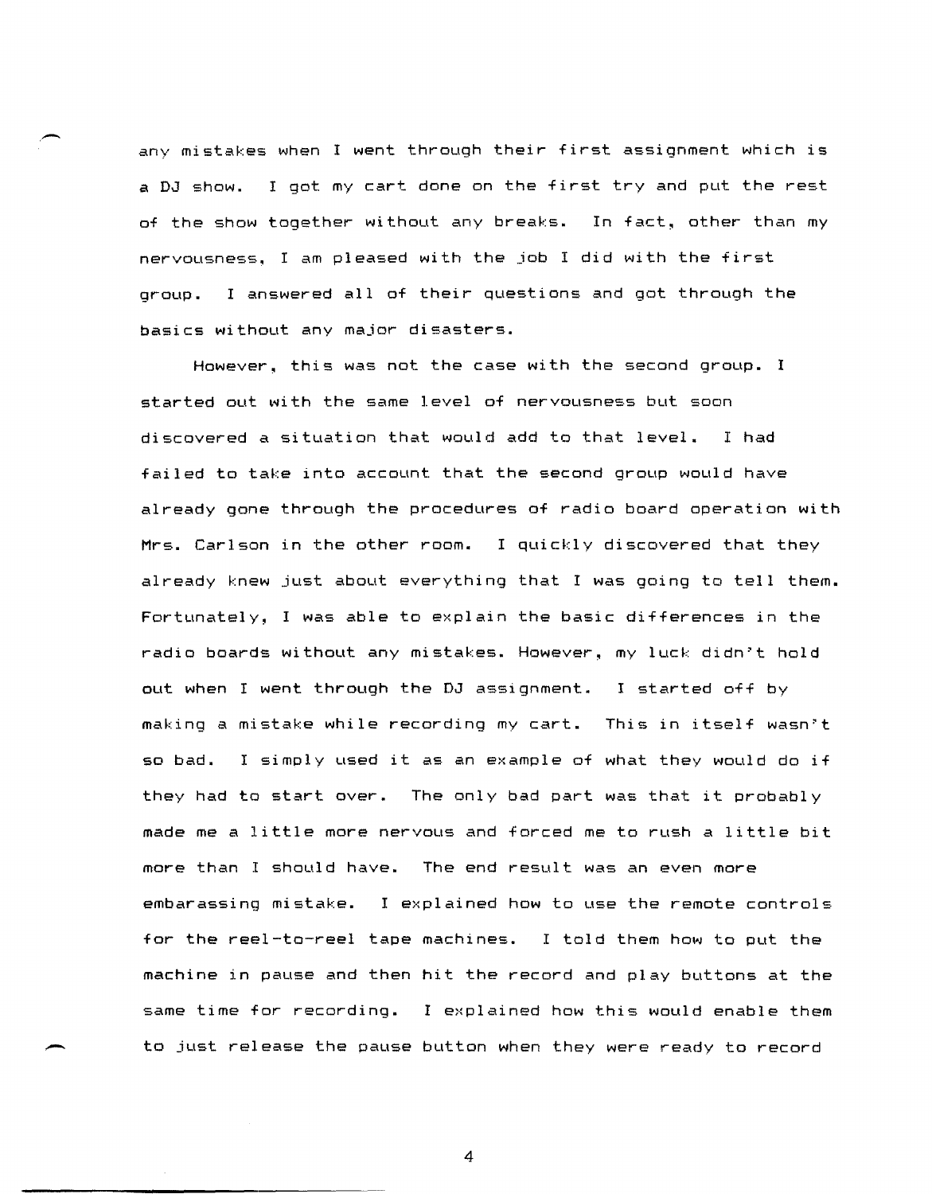any mistakes when I went through their first assignment which is a DJ show. I got my cart done on the first try and put the rest of the show together without any breaks. In fact, other than my nervousness, I am pleased with the job I did with the first group. I answered all of their questions and got through the basics without any major disasters.

However, this was not the case with the second group. I started out with the same level of nervousness but soon discovered a situation that would add to that level. I had failed to take into account that the second group would have already gone through the procedures of radio board operation with Mrs. Carlson in the other room. I quickly discovered that they already knew just about everything that I was going to tell them. Fortunately, I was able to explain the basic differences in the radio boards without any mistakes. However, my luck didn't hold out when I went through the DJ assignment. I started off by making a mistake while recording my cart. This in itself wasn't so bad. I simply used it as an example of what they would do if they had to start over. The only bad part was that it probably made me a little more nervous and forced me to rush a little bit more than I should have. The end result was an even more embarassing mistake. I explained how to use the remote controls for the reel-to-reel tape machines. I told them how to put the machine in pause and then hit the record and play buttons at the same time for recording. I explained how this would enable them to just release the pause button when they were ready to record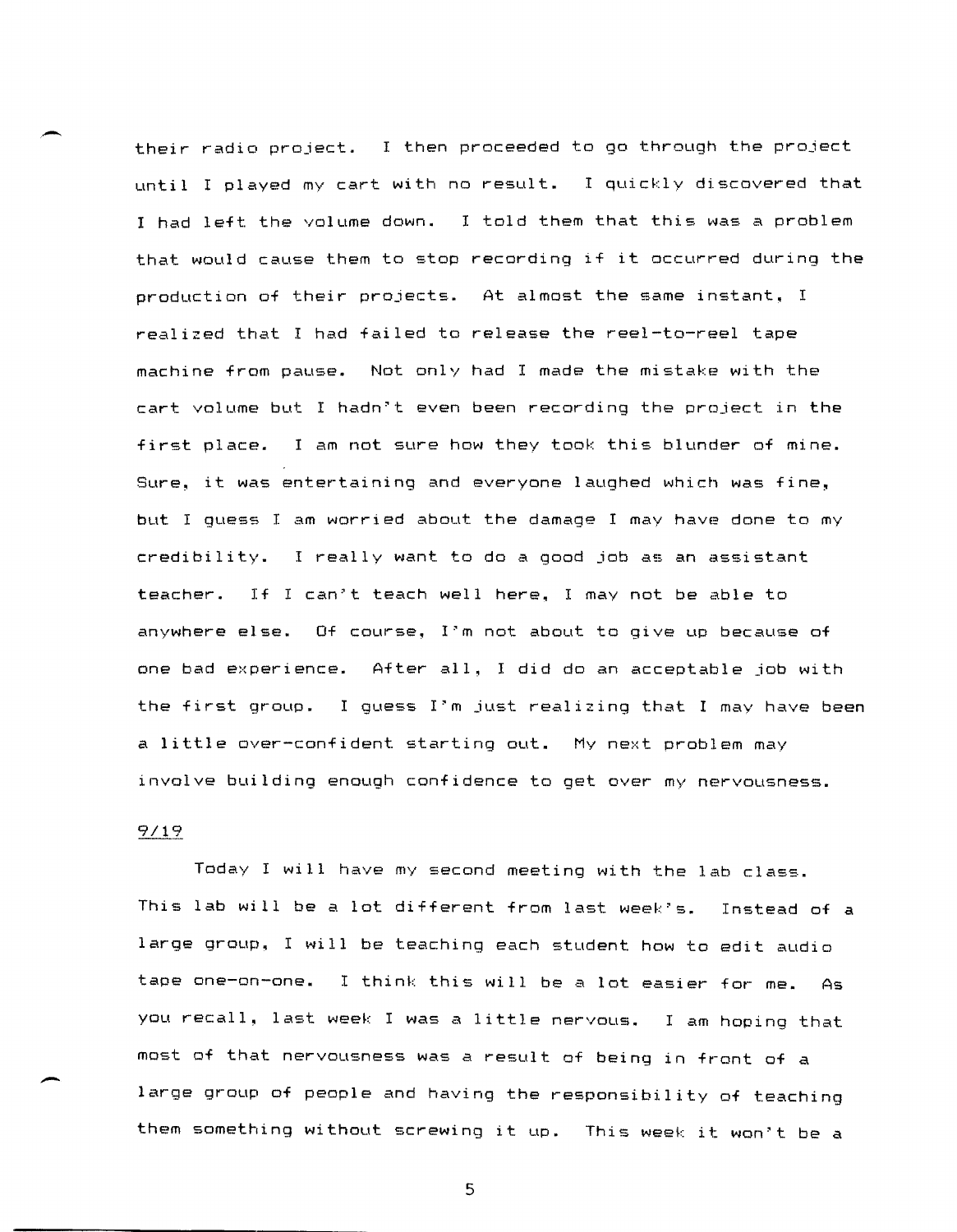their radio project. I then proceeded to go through the project until I played my cart with no result. I quickly discovered that I had left the volume down. I told them that this was a problem that would cause them to stop recording if it occurred during the production of their projects. At almost the same instant, I realized that I had failed to release the reel-to-reel tape machine from pause. Not only had I made the mistake with the cart volume but I hadn't even been recording the project in the first place. I am not sure how they took this blunder of mine. Sure, it was entertaining and everyone laughed which was fine, but I guess I am worried about the damage I may have done to my credibility. I really want to do a good job as an assistant teacher. If I can't teach well here, I may not be able to anywhere else. Of course, I'm not about to give up because of one bad experience. After all, I did do an acceptable job with the first group. I guess I'm just realizing that I may have been a little over-confident starting out. My next problem may involve building enough confidence to get over my nervousness.

9/19

Today I will have my second meeting with the lab class. This lab will be a lot different from last week's. Instead of a large group, I will be teaching each student how to edit audio tape one-on-one. I think this will be a lot easier for me. As you recall, last week I was a little nervous. I am hoping that most of that nervousness was a result of being in front of a large group of people and having the responsibility of teaching them something without screwing it up. This week it won't be a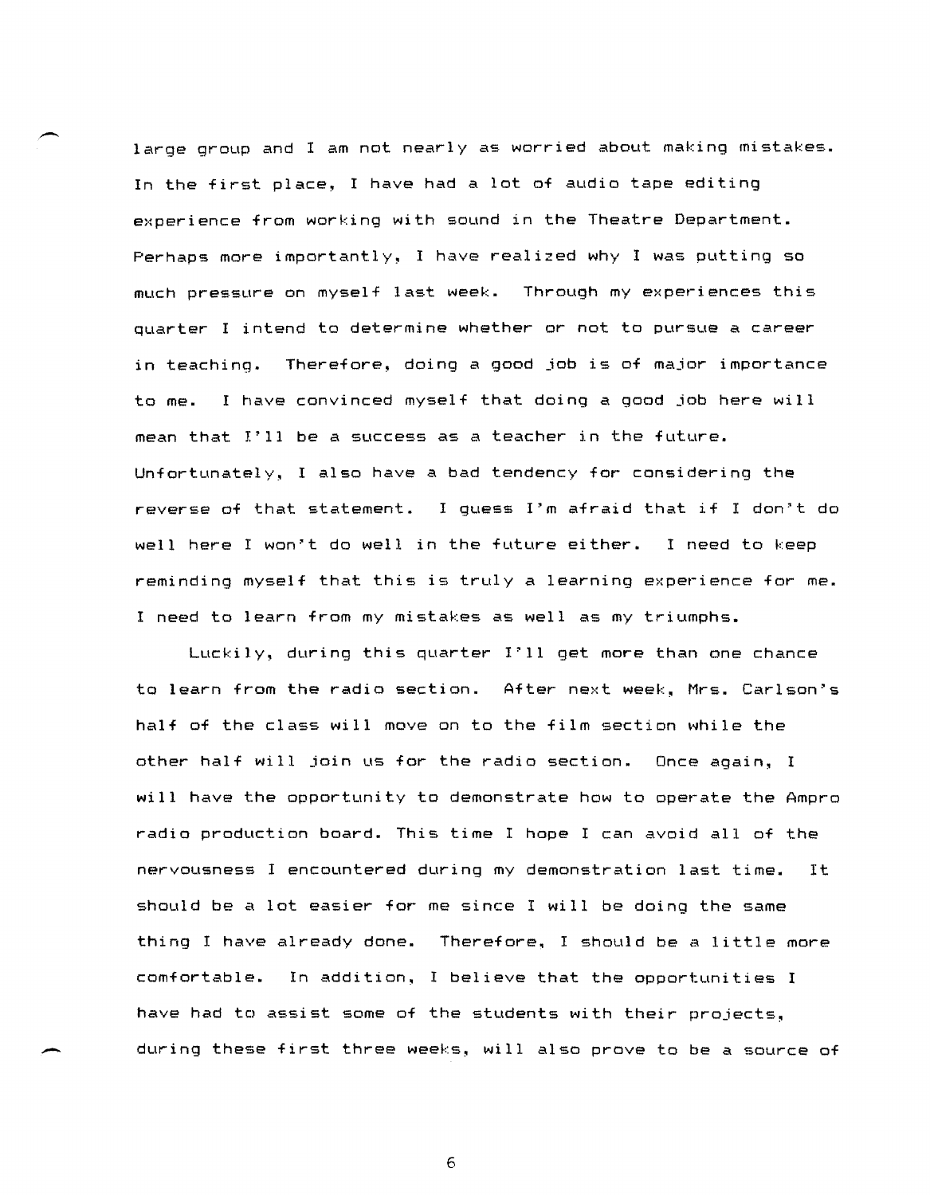large group and I am not nearly as worried about making mistakes. In the first place, I have had a lot of audio tape editing experience from working with sound in the Theatre Department. Perhaps more importantly, I have realized why I was putting so much pressure on myself last week. Through my experiences this quarter I intend to determine whether or not to pursue a career in teaching. Therefore, doing a good job is of major importance to me. I have convinced myself that doing a good job here will mean that I'll be a success as a teacher in the future. Unfortunately, I also have a bad tendency for considering the reverse of that statement. I guess I'm afraid that if I don't do well here I won't do well in the future either. I need to keep reminding myself that this is truly a learning experience for me. I need to learn from my mistakes as well as my triumphs.

Luckily, during this quarter I'll get more than one chance to learn from the radio section. After next week, Mrs. Carlson's half of the class will move on to the film section while the other half will join us for the radio section. Once again, I will have the opportunity to demonstrate how to operate the Ampro radio production board. This time I hope I can avoid all of the nervousness I encountered during my demonstration last time. It should be a lot easier for me since I will be doing the same thing I have already done. Therefore, I should be a little more comfortable. In addition, I believe that the opportunities I have had to assist some of the students with their projects, during these first three weeks, will also prove to be a source of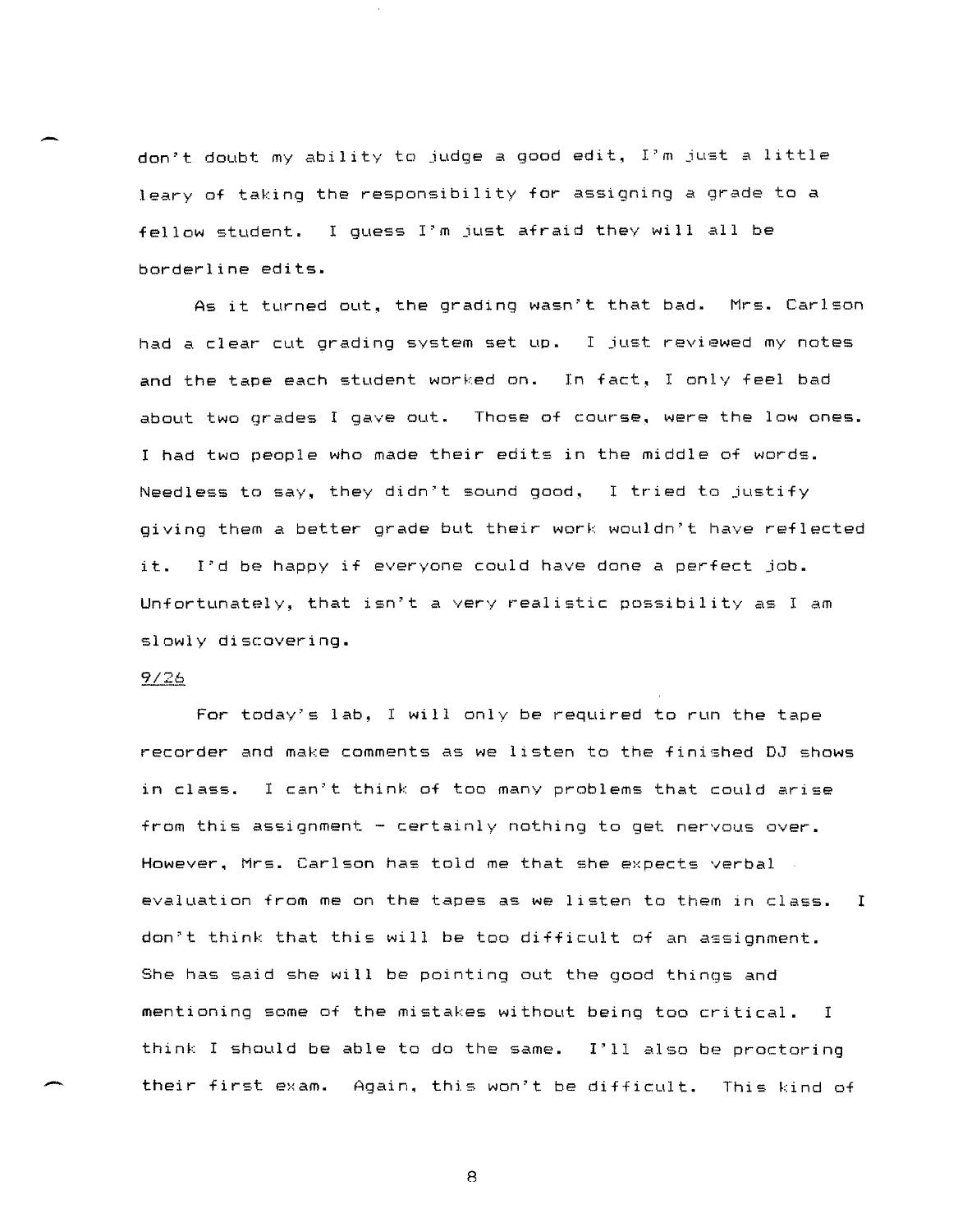don't doubt my ability to judge a good edit, I'm just a little leary of taking the responsibility for assigning a grade to a fellow student. I guess I'm just afraid they will all be borderline edits.

As it turned out, the grading wasn't that bad. Mrs. Carlson had a clear cut grading system set up. I just reviewed my notes and the tape each student worked on. In fact, I only feel bad about two grades I gave out. Those of course, were the low ones. I had two people who made their edits in the middle of words. Needless to say, they didn't sound good, I tried to justify giving them a better grade but their work wouldn't have reflected it. I'd be happy if everyone could have done a perfect job. Unfortunately, that isn't a very realistic possibility as I am slowly discovering.

<u>9/26</u>

For today's lab, I will only be required to run the tape recorder and make comments as we listen to the finished DJ shows in class. I can't think of too many problems that could arise from this assignment - certainly nothing to get nervous over. However, Mrs. Carlson has told me that she expects verbal evaluation from me on the tapes as we listen to them in class. I don't think that this will be too difficult of an assignment. She has said she will be pointing out the good things and mentioning some of the mistakes without being too critical. I think I should be able to do the same. I'll also be proctoring their first exam. Again, this won't be difficult. This kind of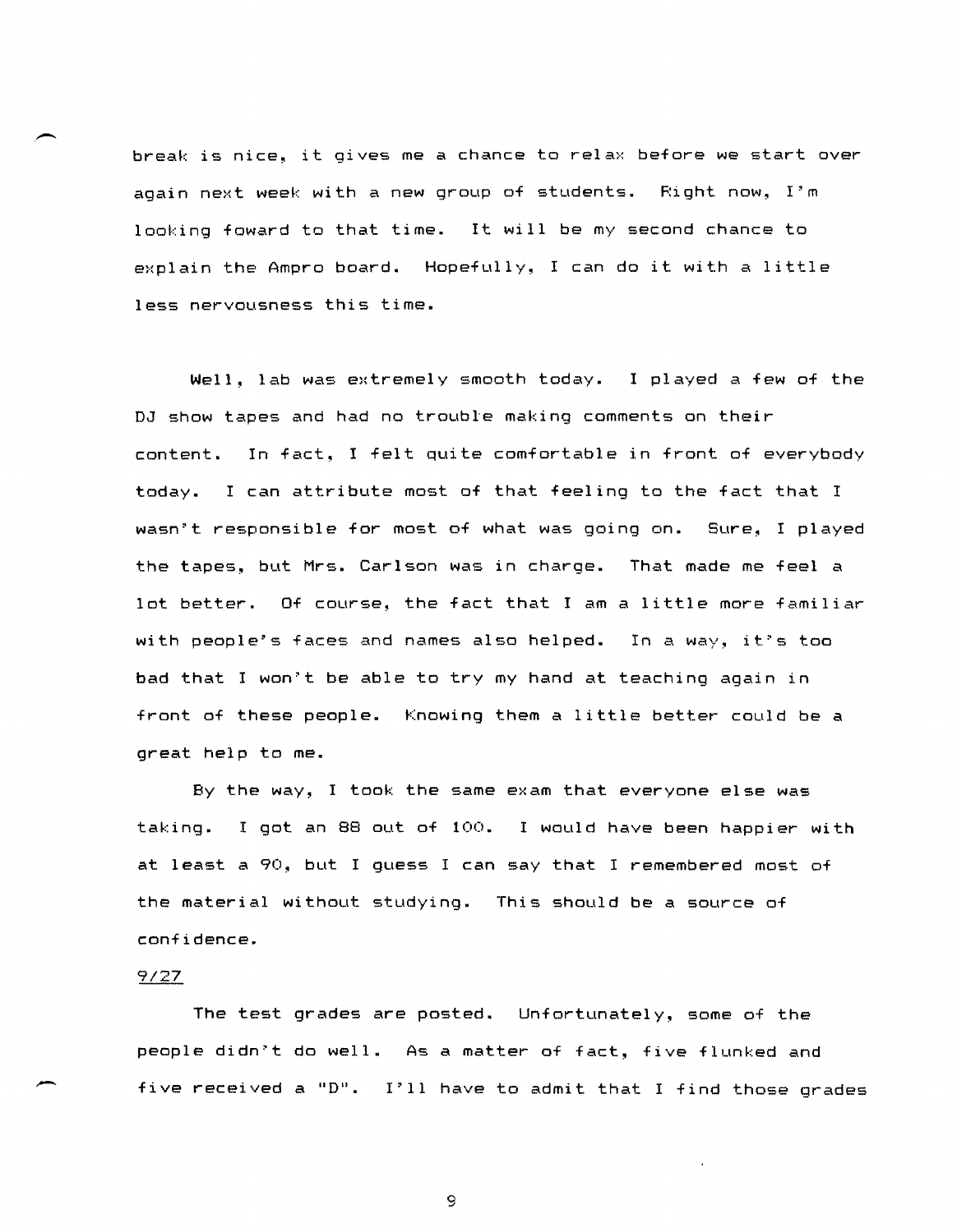break is nice, it gives me a chance to relax before we start over again next week with a new group of students. Right now, I'm looking foward to that time. It will be my second chance to explain the Ampro board. Hopefully, I can do it with a little less nervousness this time.

Well, lab was extremely smooth today. I played a few of the DJ show tapes and had no trouble making comments on their content. In fact, I felt quite comfortable in front of everybody today. I can attribute most of that feeling to the fact that I wasn't responsible for most of what was going on. Sure, I played the tapes, but Mrs. Carlson was in charge. That made me feel a lot better. Of course, the fact that I am a little more familiar with people's faces and names also helped. In a way, it's too bad that I won't be able to try my hand at teaching again in front of these people. Knowing them a little better could be a great help to me.

By the way, I took the same exam that everyone else was taking. I got an 88 out of 100. I would have been happier with at least a 90, but I guess I can say that I remembered most of the material without studying. This should be a source of confidence.

<u>9/27</u>

The test grades are posted. Unfortunately, some of the people didn't do well. As a matter of fact, five flunked and five received a "D". I'll have to admit that I find those grades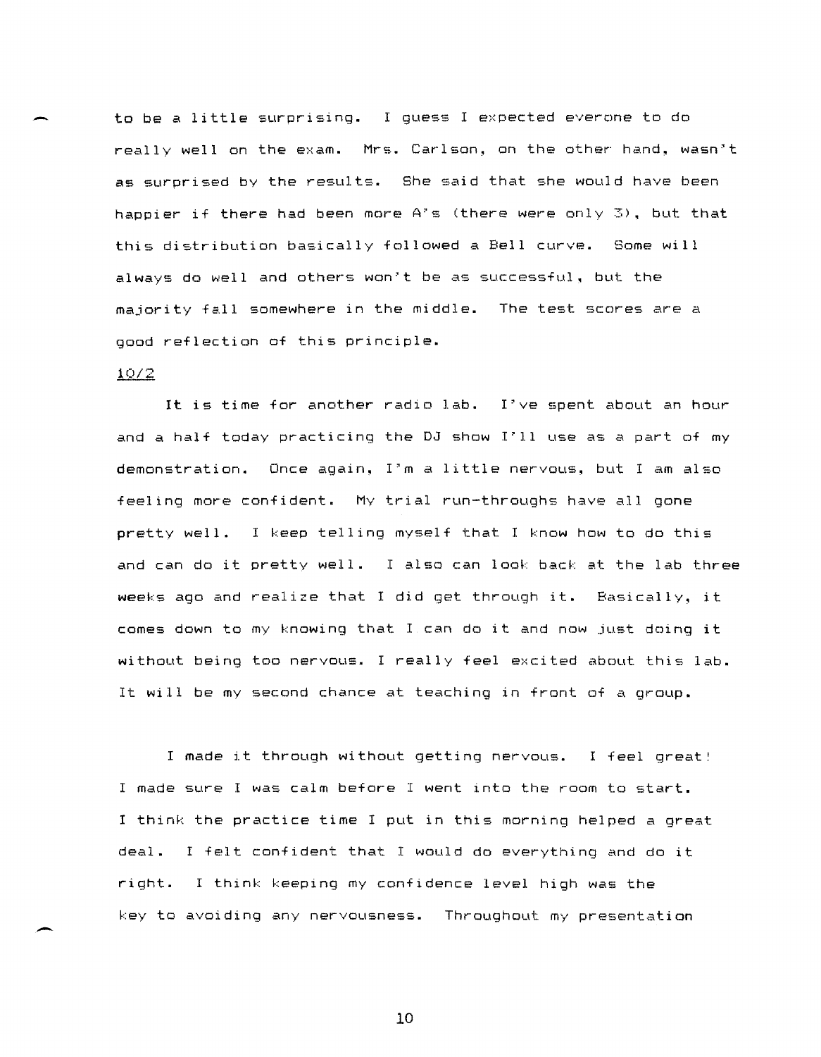to be a little surprising. I guess I expected everone to do really well on the exam. Mrs. Carlson, on the other hand, wasn't as surprised by the results. She said that she would have been happier if there had been more A's (there were only 3), but that this distribution basically followed a Bell curve. Some will always do well and others won't be as successful, but the majority fall somewhere in the middle. The test scores are a good reflection of this principle.

10/2

It is time for another radio lab. I've spent about an hour and a half today practicing the DJ show I'll use as a part of my demonstration. Once again, I'm a little nervous, but I am also feeling more confident. My trial run-throughs have all gone pretty well. I keep telling myself that I know how to do this and can do it pretty well. I also can look back at the lab three weeks ago and realize that I did get through it. Basically, it comes down to my knowing that I can do it and now just doing it without being too nervous. I really feel excited about this lab. It will be my second chance at teaching in front of a group.

I made it through without getting nervous. I feel great! I made sure I was calm before I went into the room to start. I think the practice time I put in this morning helped a great deal. I felt confident that I would do everything and do it right. I think keeping my confidence level high was the key to avoiding any nervousness. Throughout my presentation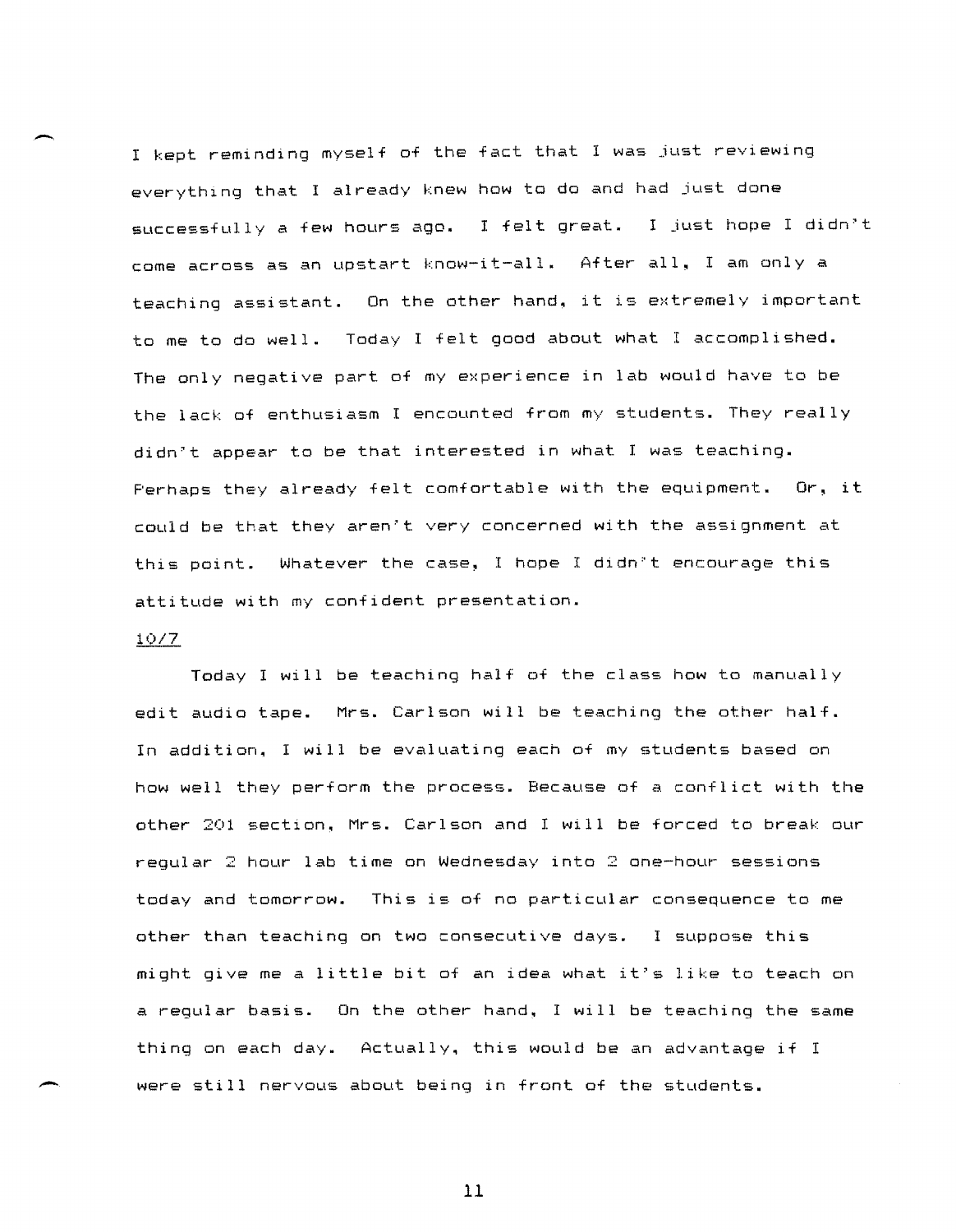I kept reminding myself of the fact that I was just reviewing everything that I already knew how to do and had just done successfully a few hours ago. I felt great. I just hope I didn't come across as an upstart know-it-all. After all, I am only a teaching assistant. On the other hand, it is extremely important to me to do well. Today I felt good about what I accomplished. The only negative part of my experience in lab would have to be the lack of enthusiasm I encountered from my students. They really didn't appear to be that interested in what I was teaching. Perhaps they already felt comfortable with the equipment. Or, it could be that they aren't very concerned with the assignment at this point. Whatever the case, I hope I didn't encourage this attitude with my confident presentation.

10/7

Today I will be teaching half of the class how to manually edit audio tape. Mrs. Carlson will be teaching the other half. In addition, I will be evaluating each of my students based on how well they perform the process. Because of a conflict with the other 201 section, Mrs. Carlson and I will be forced to break our regular 2 hour lab time on Wednesday into 2 one-hour sessions today and tomorrow. This is of no particular consequence to me other than teaching on two consecutive days. I suppose this might give me a little bit of an idea what it's like to teach on a regular basis. On the other hand, I will be teaching the same thing on each day. Actually, this would be an advantage if I were still nervous about being in front of the students.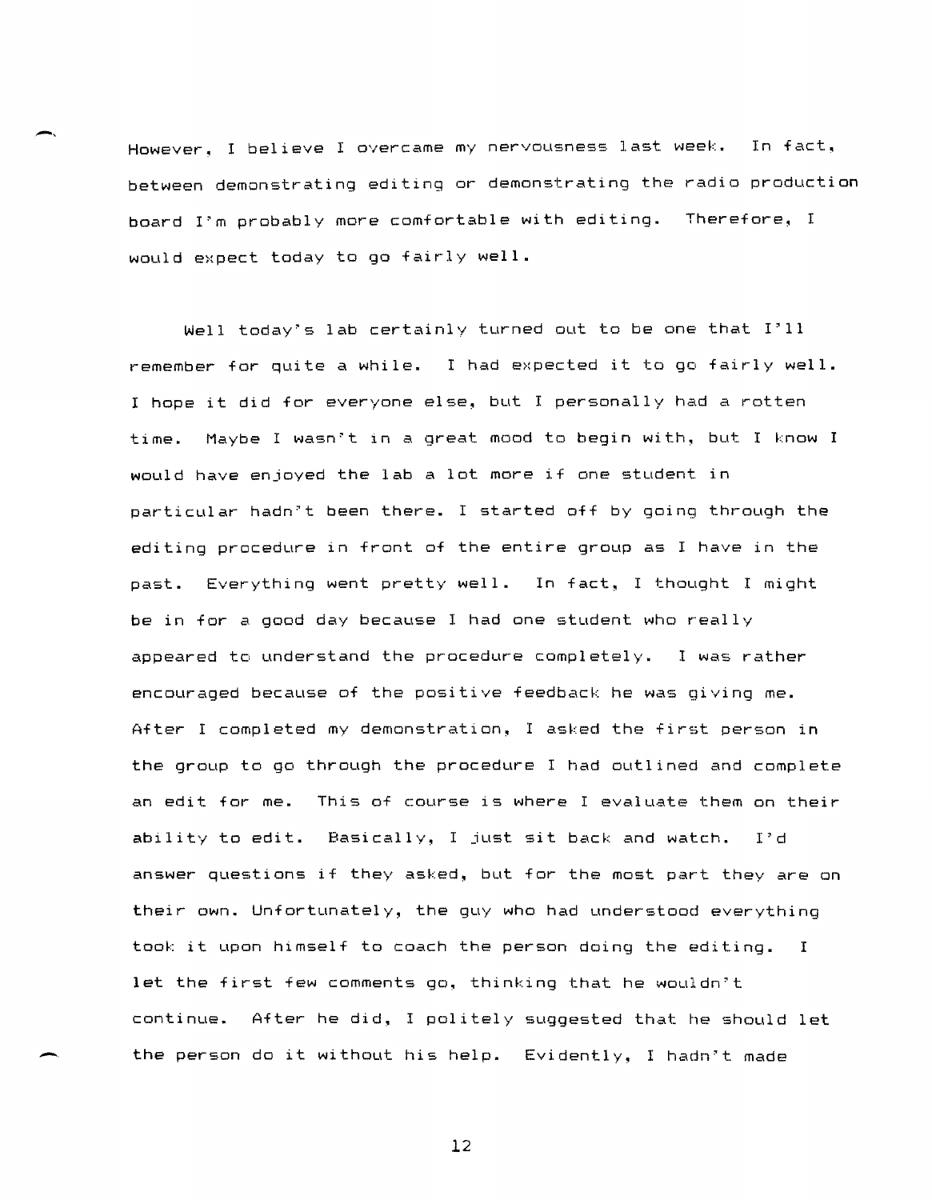However, I believe I overcame my nervousness last week. In fact, between demonstrating editing or demonstrating the radio production board I'm probably more comfortable with editing. Therefore, I would expect today to go fairly well.

Well today's lab certainly turned out to be one that I'll remember for quite a while. I had expected it to go fairly well. I hope it did for everyone else, but I personally had a rotten time. Maybe I wasn't in a great mood to begin with, but I know I would have enjoyed the lab a lot more if one student in particular hadn't been there. I started off by going through the editing procedure in front of the entire group as I have in the past. Everything went pretty well. In fact, I thought I might be in for a good day because I had one student who really appeared to understand the procedure completely. I was rather encouraged because of the positive feedback he was giving me. After I completed my demonstration, I asked the first person in the group to go through the procedure I had outlined and complete an edit for me. This of course is where I evaluate them on their ability to edit. Basically, I just sit back and watch. I'd answer questions if they asked, but for the most part they are on their own. Unfortunately, the guy who had understood everything took it upon himself to coach the person doing the editing. I let the first few comments go, thinking that he wouldn't continue. After he did, I politely suggested that he should let the person do it without his help. Evidently, I hadn't made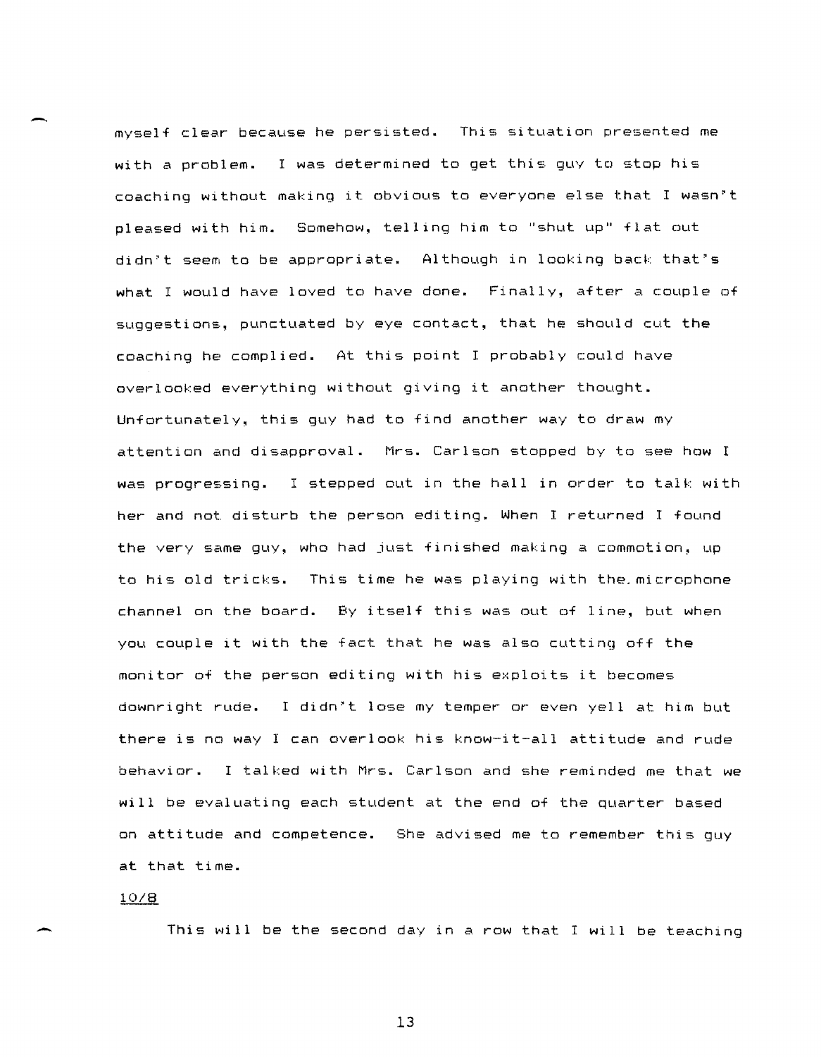myself clear because he persisted. This situation presented me with a problem. I was determined to get this guy to stop his coaching without making it obvious to everyone else that I wasn't pleased with him. Somehow, telling him to "shut up" flat out didn't seem to be appropriate. Although in looking back that's what I would have loved to have done. Finally, after a couple of suggestions, punctuated by eye contact, that he should cut the coaching he complied. At this point I probably could have overlooked everything without giving it another thought. Unfortunately, this guy had to find another way to draw my attention and disapproval. Mrs. Carlson stopped by to see how I was progressing. I stepped out in the hall in order to talk with her and not disturb the person editing. When I returned I found the very same guy, who had just finished making a commotion, up to his old tricks. This time he was playing with the microphone channel on the board. By itself this was out of line, but when you couple it with the fact that he was also cutting off the monitor of the person editing with his exploits it becomes downright rude. I didn't lose my temper or even yell at him but there is no way I can overlook his know-it-all attitude and rude behavior. I talked with Mrs. Carlson and she reminded me that we will be evaluating each student at the end of the quarter based on attitude and competence. She advised me to remember this guy at that time.

10/8

This will be the second day in a row that I will be teaching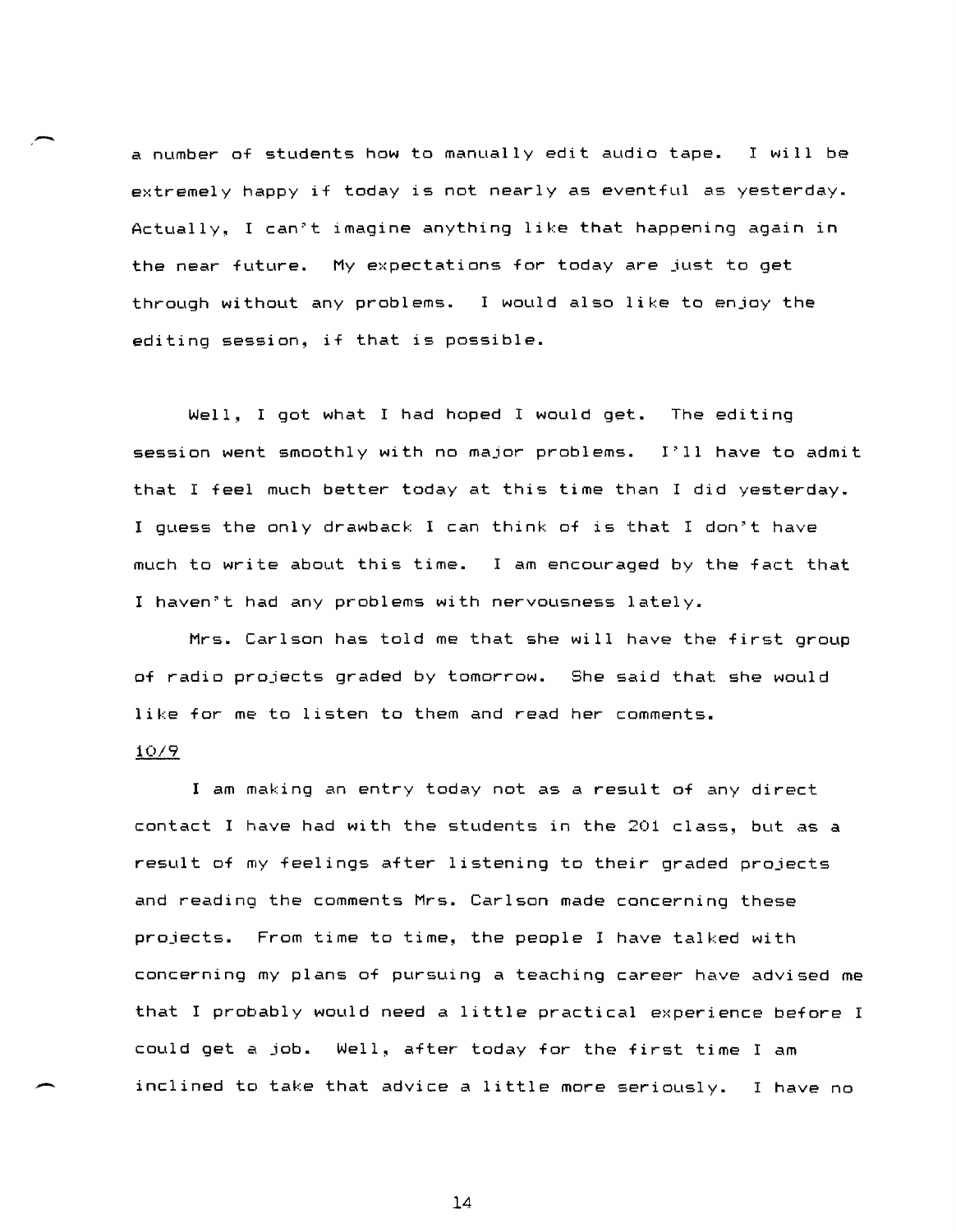a number of students how to manually edit audio tape. I will be extremely happy if today is not nearly as eventful as yesterday. Actually, I can't imagine anything like that happening again in the near future. My expectations for today are just to get through without any problems. I would also like to enjoy the editing session, if that is possible.

Well, I got what I had hoped I would get. The editing session went smoothly with no major problems. I'll have to admit that I feel much better today at this time than I did yesterday. I guess the only drawback I can think of is that I don't have much to write about this time. I am encouraged by the fact that I haven't had any problems with nervousness lately.

Mrs. Carlson has told me that she will have the first group of radio projects graded by tomorrow. She said that she would like for me to listen to them and read her comments.

10/9

I am making an entry today not as a result of any direct contact I have had with the students in the 201 class, but as a result of my feelings after listening to their graded projects and reading the comments Mrs. Carlson made concerning these projects. From time to time, the people I have talked with concerning my plans of pursuing a teaching career have advised me that I probably would need a little practical experience before I could get a job. Well, after today for the first time I am inclined to take that advice a little more seriously. I have no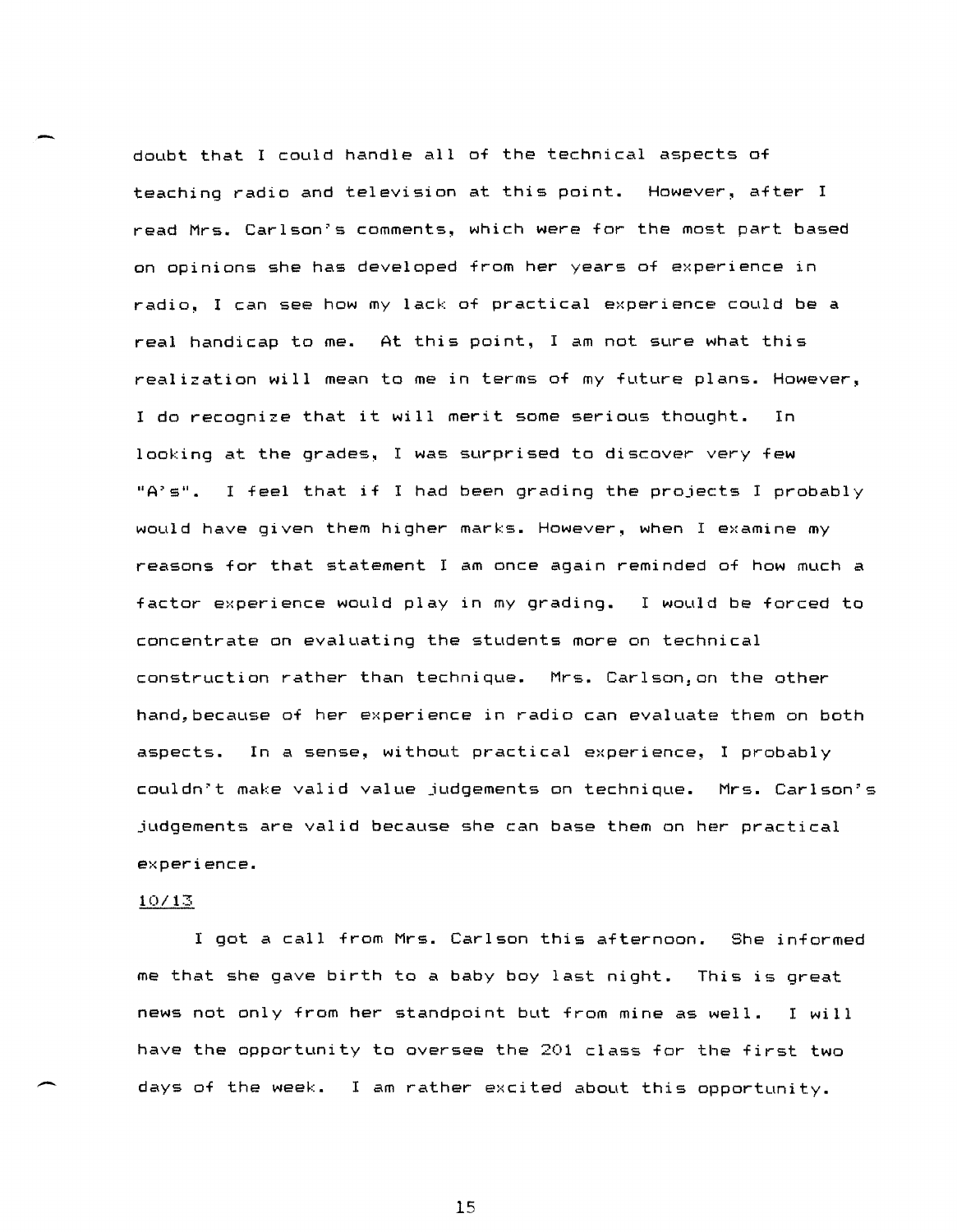doubt that I could handle all of the technical aspects of teaching radio and television at this point. However, after I read Mrs. Carlson's comments, which were for the most part based on opinions she has developed from her years of experience in radio, I can see how my lack of practical experience could be a real handicap to me. At this point, I am not sure what this realization will mean to me in terms of my future plans. However, I do recognize that it will merit some serious thought. In looking at the grades, I was surprised to discover very few "A's". I feel that if I had been grading the projects I probably would have given them higher marks. However, when I examine my reasons for that statement I am once again reminded of how much a factor experience would play in my grading. I would be forced to concentrate on evaluating the students more on technical construction rather than technique. Mrs. Carlson, on the other hand, because of her experience in radio can evaluate them on both aspects. In a sense, without practical experience, I probably couldn't make valid value judgements on technique. Mrs. Carlson's judgements are valid because she can base them on her practical experience.

10/13

I got a call from Mrs. Carlson this afternoon. She informed me that she gave birth to a baby boy last night. This is great news not only from her standpoint but from mine as well. I will have the opportunity to oversee the 201 class for the first two days of the week. I am rather excited about this opportunity.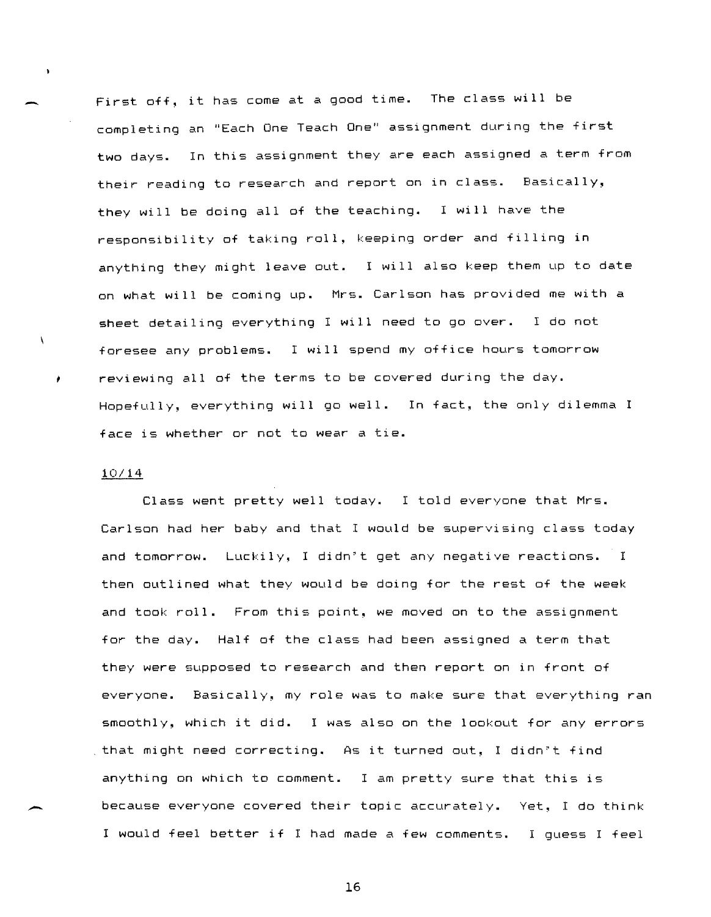First off, it has come at a good time. The class will be completing an "Each One Teach One" assignment during the first two days. In this assignment they are each assigned a term from their reading to research and report on in class. Basically, they will be doing all of the teaching. I will have the responsibility of taking roll, keeping order and filling in anything they might leave out. I will also keep them up to date on what will be coming up. Mrs. Carlson has provided me with a sheet detailing everything I will need to go over. I do not foresee any problems. I will spend my office hours tomorrow reviewing all of the terms to be covered during the day. Hopefully, everything will go well. In fact, the only dilemma I face is whether or not to wear a tie.

10/14

Class went pretty well today. I told everyone that Mrs. Carlson had her baby and that I would be supervising class today and tomorrow. Luckily, I didn't get any negative reactions. I then outlined what they would be doing for the rest of the week and took roll. From this point, we moved on to the assignment for the day. Half of the class had been assigned a term that they were supposed to research and then report on in front of everyone. Basically, my role was to make sure that everything ran smoothly, which it did. I was also on the lookout for any errors that might need correcting. As it turned out, I didn't find anything on which to comment. I am pretty sure that this is because everyone covered their topic accurately. Yet, I do think I would feel better if I had made a few comments. I guess I feel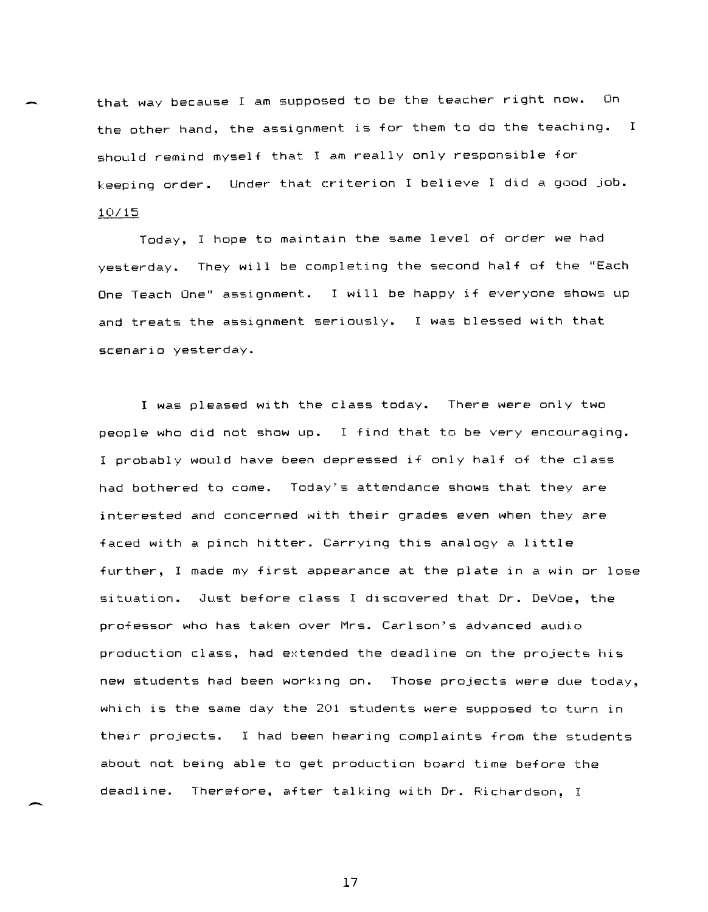that way because I am supposed to be the teacher right now. On the other hand, the assignment is for them to do the teaching. I should remind myself that I am really only responsible for keeping order. Under that criterion I believe I did a good job.

10/15

Today, I hope to maintain the same level of order we had yesterday. They will be completing the second half of the "Each One Teach One" assignment. I will be happy if everyone shows up and treats the assignment seriously. I was blessed with that scenario yesterday.

I was pleased with the class today. There were only two people who did not show up. I find that to be very encouraging. I probably would have been depressed if only half of the class had bothered to come. Today's attendance shows that they are interested and concerned with their grades even when they are faced with a pinch hitter. Carrying this analogy a little further, I made my first appearance at the plate in a win or lose situation. Just before class I discovered that Dr. DeVoe, the professor who has taken over Mrs. Carlson's advanced audio production class, had extended the deadline on the projects his new students had been working on. Those projects were due today, which is the same day the 201 students were supposed to turn in their projects. I had been hearing complaints from the students about not being able to get production board time before the deadline. Therefore, after talking with Dr. Richardson, I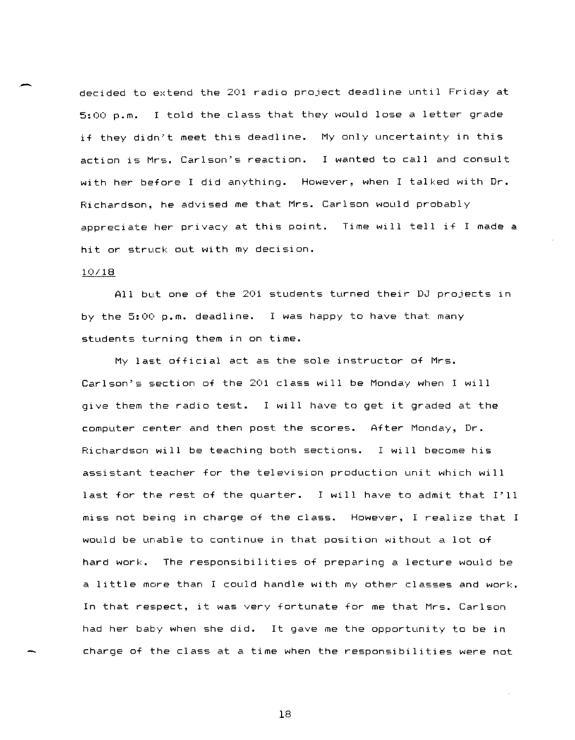decided to extend the 201 radio project deadline until Friday at 5:00 p.m. I told the class that they would lose a letter grade if they didn't meet this deadline. My only uncertainty in this action is Mrs. Carlson's reaction. I wanted to call and consult with her before I did anything. However, when I talked with Dr. Richardson, he advised me that Mrs. Carlson would probably appreciate her privacy at this point. Time will tell if I made a hit or struck out with my decision.

<u>10/18</u>

All but one of the 201 students turned their DJ projects in by the 5:00 p.m. deadline. I was happy to have that many students turning them in on time.

My last official act as the sole instructor of Mrs. Carlson's section of the 201 class will be Monday when I will give them the radio test. I will have to get it graded at the computer center and then post the scores. After Monday, Dr. Richardson will be teaching both sections. I will become his assistant teacher for the television production unit which will last for the rest of the quarter. I will have to admit that I'll miss not being in charge of the class. However, I realize that I would be unable to continue in that position without a lot of hard work. The responsibilities of preparing a lecture would be a little more than I could handle with my other classes and work. In that respect, it was very fortunate for me that Mrs. Carlson had her baby when she did. It gave me the opportunity to be in charge of the class at a time when the responsibilities were not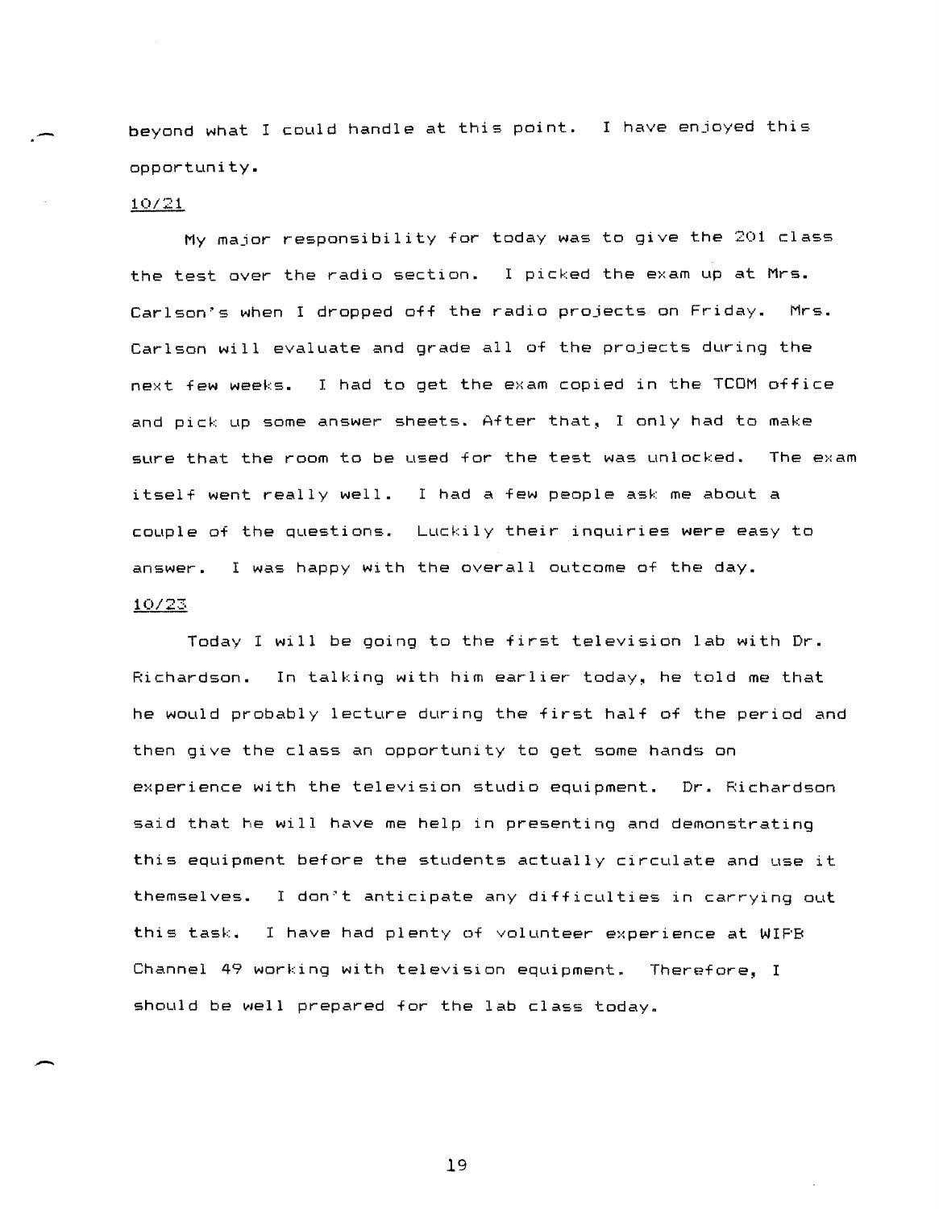beyond what I could handle at this point. I have enjoyed this opportunity.

<u>10/21</u>

My major responsibility for today was to give the 201 class the test over the radio section. I picked the exam up at Mrs. Carlson's when I dropped off the radio projects on Friday. Mrs. Carlson will evaluate and grade all of the projects during the next few weeks. I had to get the exam copied in the TCOM office and pick up some answer sheets. After that, I only had to make sure that the room to be used for the test was unlocked. The exam itself went really well. I had a few people ask me about a couple of the questions. Luckily their inquiries were easy to answer. I was happy with the overall outcome of the day.

<u>10/23</u>

Today I will be going to the first television lab with Dr. Richardson. In talking with him earlier today, he told me that he would probably lecture during the first half of the period and then give the class an opportunity to get some hands on experience with the television studio equipment. Dr. Richardson said that he will have me help in presenting and demonstrating this equipment before the students actually circulate and use it themselves. I don't anticipate any difficulties in carrying out this task. I have had plenty of volunteer experience at WIPB Channel 49 working with television equipment. Therefore, I should be well prepared for the lab class today.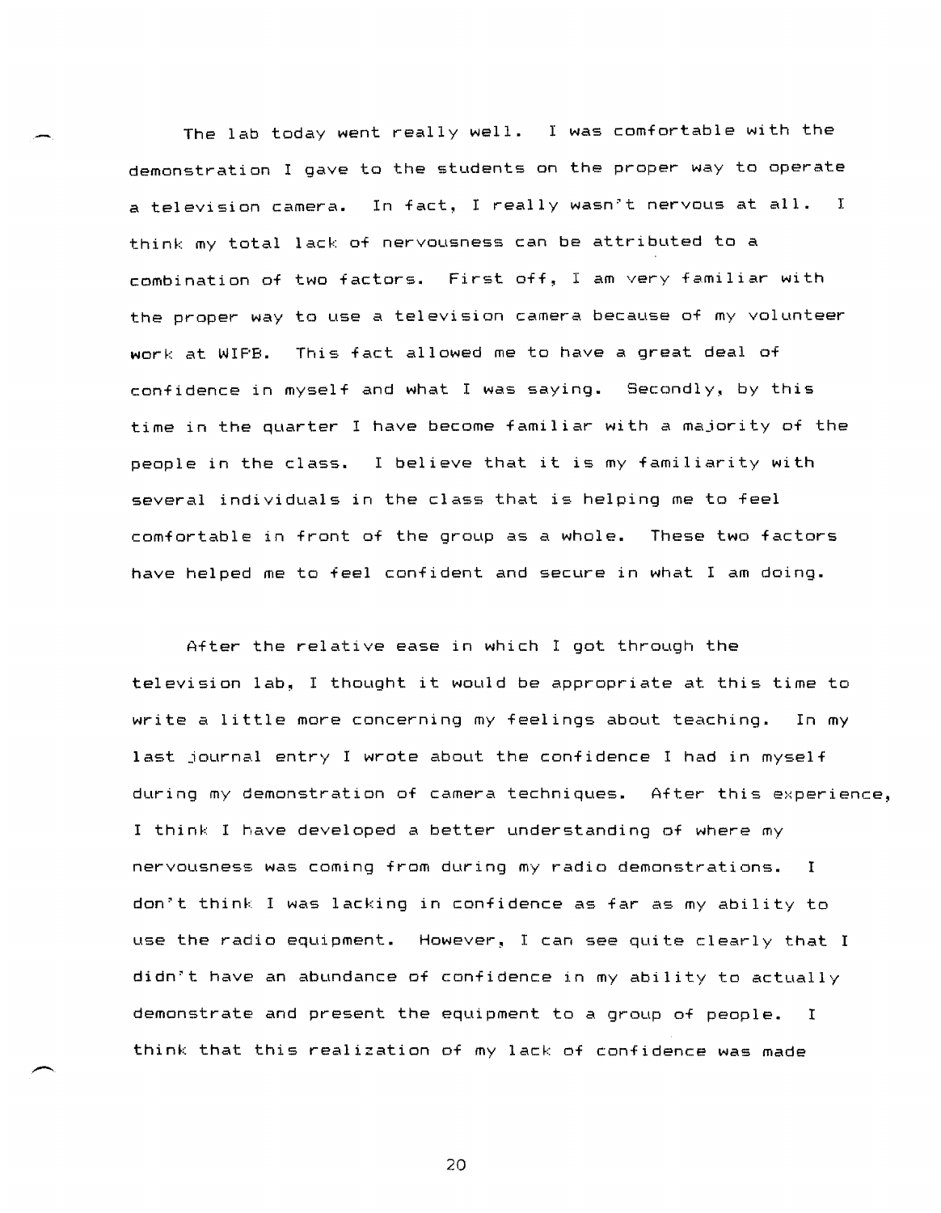The lab today went really well. I was comfortable with the demonstration I gave to the students on the proper way to operate a television camera. In fact, I really wasn't nervous at all. I think my total lack of nervousness can be attributed to a combination of two factors. First off, I am very familiar with the proper way to use a television camera because of my volunteer work at WIPB. This fact allowed me to have a great deal of confidence in myself and what I was saying. Secondly, by this time in the quarter I have become familiar with a majority of the people in the class. I believe that it is my familiarity with several individuals in the class that is helping me to feel comfortable in front of the group as a whole. These two factors have helped me to feel confident and secure in what I am doing.

After the relative ease in which I got through the television lab, I thought it would be appropriate at this time to write a little more concerning my feelings about teaching. In my last journal entry I wrote about the confidence I had in myself during my demonstration of camera techniques. After this experience, I think I have developed a better understanding of where my nervousness was coming from during my radio demonstrations. I don't think I was lacking in confidence as far as my ability to use the radio equipment. However, I can see quite clearly that I didn't have an abundance of confidence in my ability to actually demonstrate and present the equipment to a group of people. I think that this realization of my lack of confidence was made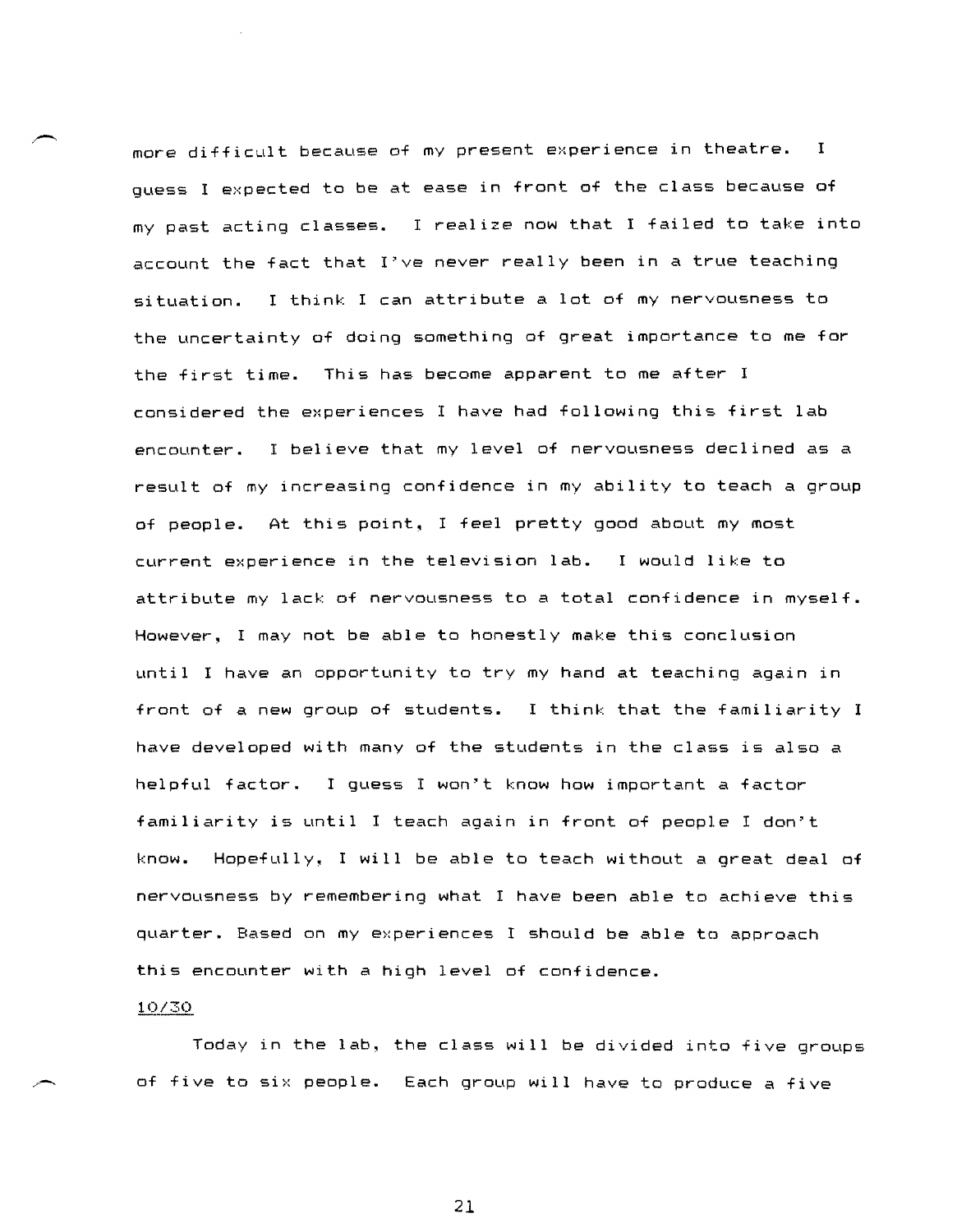more difficult because of my present experience in theatre. I guess I expected to be at ease in front of the class because of my past acting classes. I realize now that I failed to take into account the fact that I've never really been in a true teaching situation. I think I can attribute a lot of my nervousness to the uncertainty of doing something of great importance to me for the first time. This has become apparent to me after I considered the experiences I have had following this first lab encounter. I believe that my level of nervousness declined as a result of my increasing confidence in my ability to teach a group of people. At this point, I feel pretty good about my most current experience in the television lab. I would like to attribute my lack of nervousness to a total confidence in myself. However, I may not be able to honestly make this conclusion until I have an opportunity to try my hand at teaching again in front of a new group of students. I think that the familiarity I have developed with many of the students in the class is also a helpful factor. I guess I won't know how important a factor familiarity is until I teach again in front of people I don't know. Hopefully, I will be able to teach without a great deal of nervousness by remembering what I have been able to achieve this quarter. Based on my experiences I should be able to approach this encounter with a high level of confidence.

10/30

Today in the lab, the class will be divided into five groups of five to six people. Each group will have to produce a five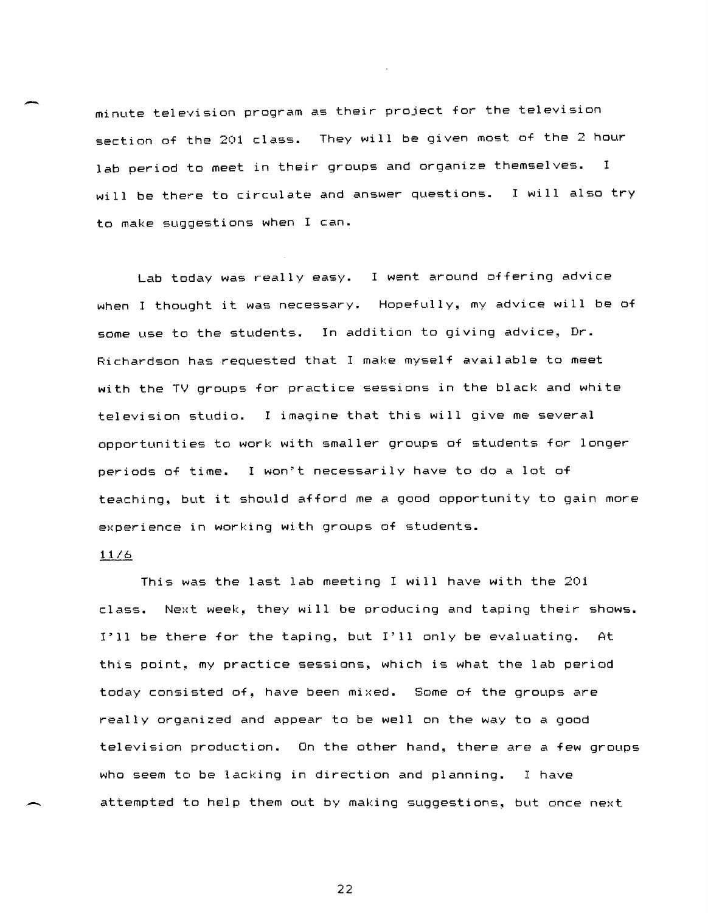minute television program as their project for the television section of the 201 class. They will be given most of the 2 hour lab period to meet in their groups and organize themselves. I will be there to circulate and answer questions. I will also try to make suggestions when I can.

Lab today was really easy. I went around offering advice when I thought it was necessary. Hopefully, my advice will be of some use to the students. In addition to giving advice, Dr. Richardson has requested that I make myself available to meet with the TV groups for practice sessions in the black and white television studio. I imagine that this will give me several opportunities to work with smaller groups of students for longer periods of time. I won't necessarily have to do a lot of teaching, but it should afford me a good opportunity to gain more experience in working with groups of students.

<u>11/6</u>

This was the last lab meeting I will have with the 201 class. Next week, they will be producing and taping their shows. I'll be there for the taping, but I'll only be evaluating. At this point, my practice sessions, which is what the lab period today consisted of, have been mixed. Some of the groups are really organized and appear to be well on the way to a good television production. On the other hand, there are a few groups who seem to be lacking in direction and planning. I have attempted to help them out by making suggestions, but once next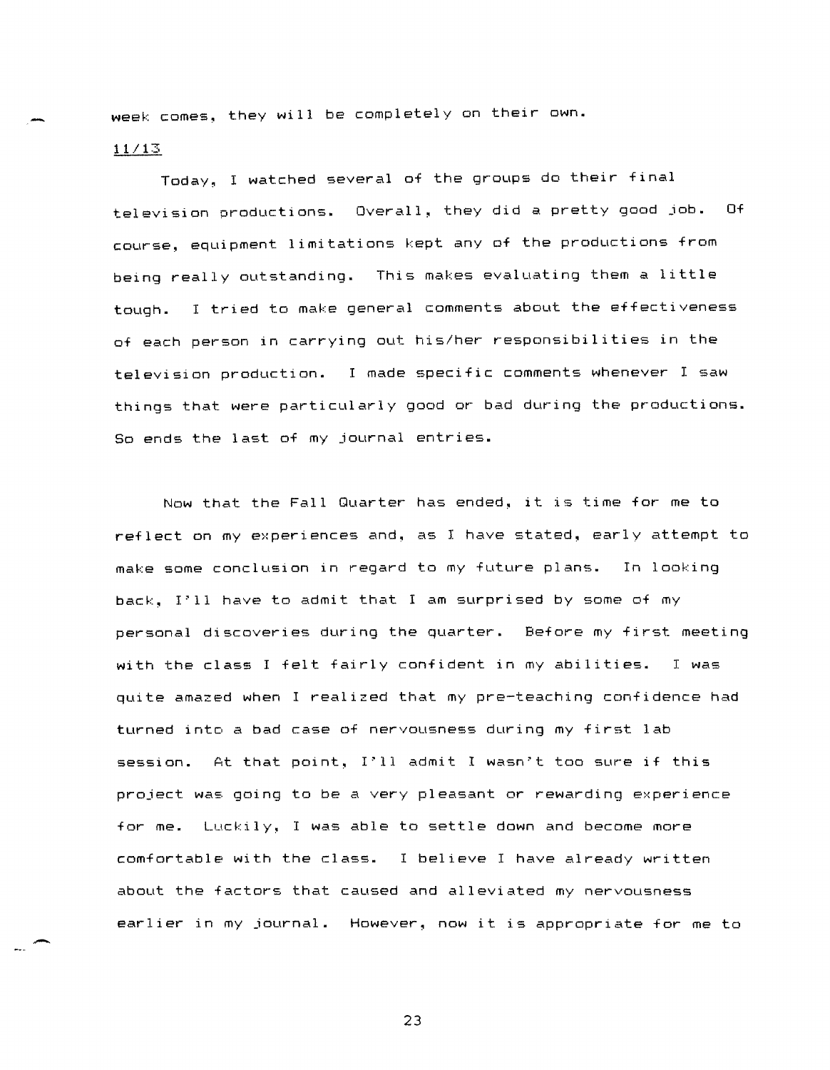week comes, they will be completely on their own.

<u>11/13</u>

Today, I watched several of the groups do their final television productions. Overall, they did a pretty good job. Of course, equipment limitations kept any of the productions from being really outstanding. This makes evaluating them a little tough. I tried to make general comments about the effectiveness of each person in carrying out his/her responsibilities in the television production. I made specific comments whenever I saw things that were particularly good or bad during the productions. So ends the last of my journal entries.

Now that the Fall Quarter has ended, it is time for me to reflect on my experiences and, as I have stated, early attempt to make some conclusion in regard to my future plans. In looking back, I'll have to admit that I am surprised by some of my personal discoveries during the quarter. Before my first meeting with the class I felt fairly confident in my abilities. I was quite amazed when I realized that my pre-teaching confidence had turned into a bad case of nervousness during my first lab session. At that point, I'll admit I wasn't too sure if this project was going to be a very pleasant or rewarding experience for me. Luckily, I was able to settle down and become more comfortable with the class. I believe I have already written about the factors that caused and alleviated my nervousness earlier in my journal. However, now it is appropriate for me to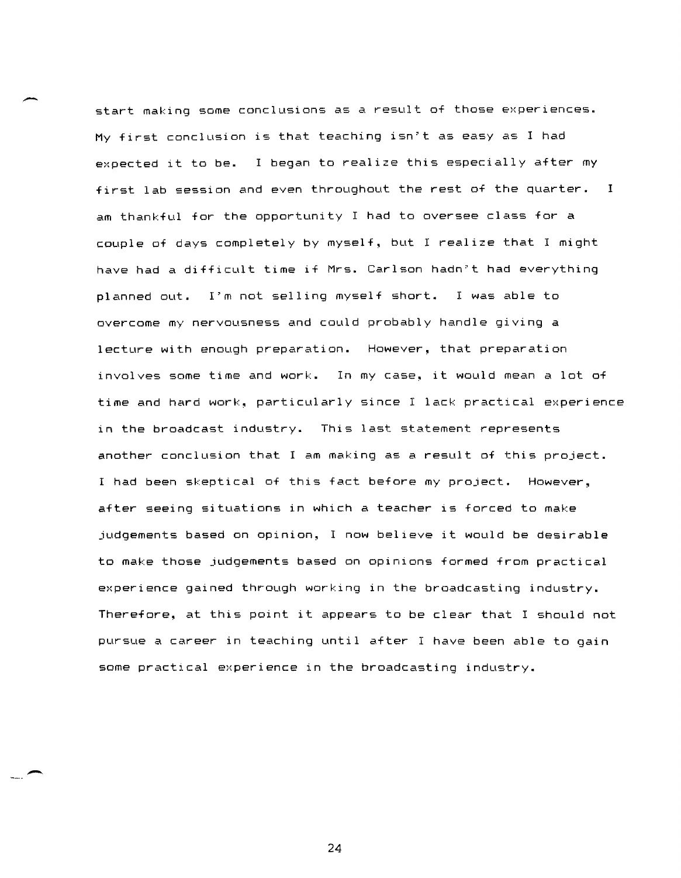start making some conclusions as a result of those experiences. My first conclusion is that teaching isn't as easy as I had expected it to be. I began to realize this especially after my first lab session and even throughout the rest of the quarter. I am thankful for the opportunity I had to oversee class for a couple of days completely by myself, but I realize that I might have had a difficult time if Mrs. Carlson hadn't had everything planned out. I'm not selling myself short. I was able to overcome my nervousness and could probably handle giving a lecture with enough preparation. However, that preparation involves some time and work. In my case, it would mean a lot of time and hard work, particularly since I lack practical experience in the broadcast industry. This last statement represents another conclusion that I am making as a result of this project. I had been skeptical of this fact before my project. However, after seeing situations in which a teacher is forced to make judgements based on opinion, I now believe it would be desirable to make those judgements based on opinions formed from practical experience gained through working in the broadcasting industry. Therefore, at this point it appears to be clear that I should not pursue a career in teaching until after I have been able to gain some practical experience in the broadcasting industry.